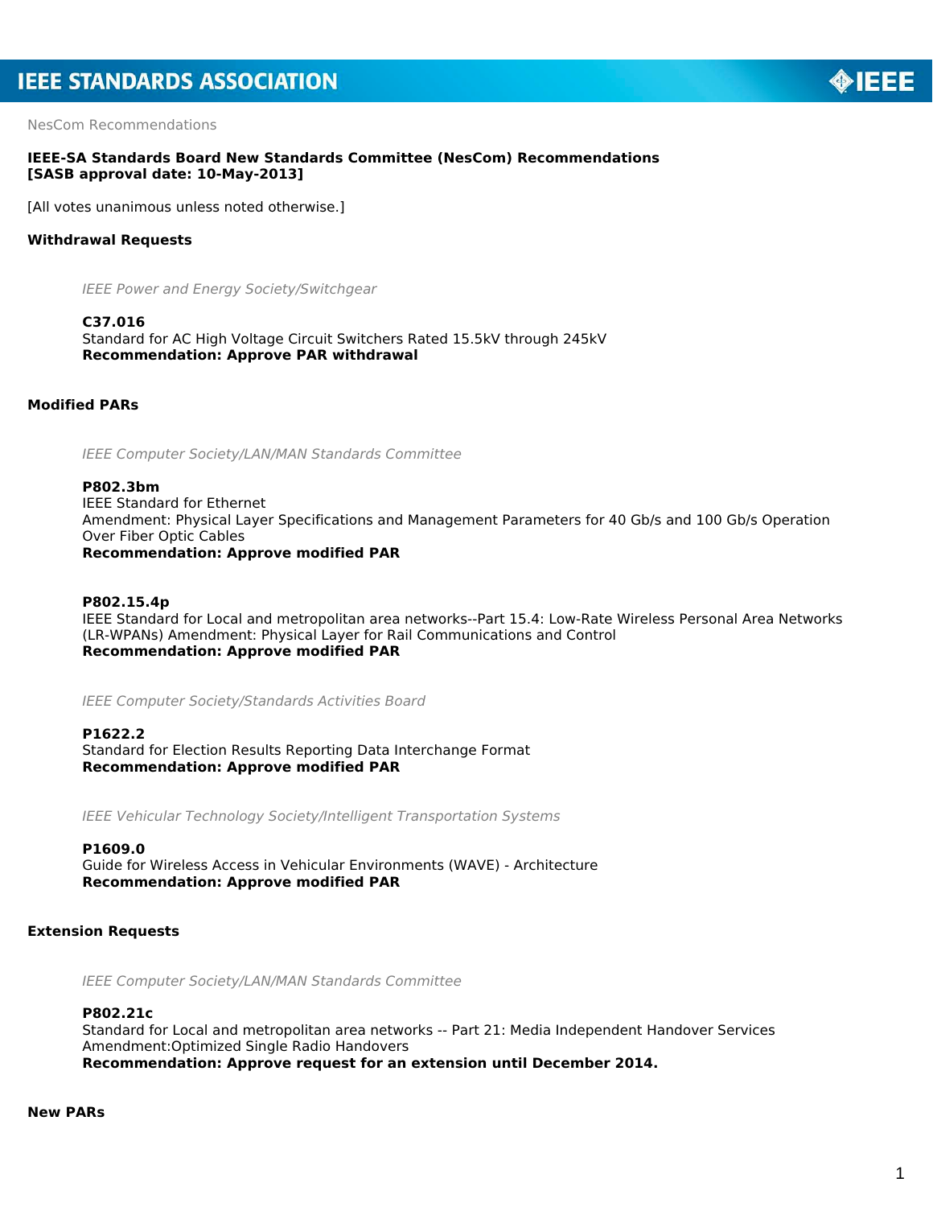NesCom Recommendations

**IEEE-SA Standards Board New Standards Committee (NesCom) Recommendations**
**[SASB approval date: 10-May-2013]**

[All votes unanimous unless noted otherwise.]

## Withdrawal Requests

*IEEE Power and Energy Society/Switchgear*

**C37.016**
Standard for AC High Voltage Circuit Switchers Rated 15.5kV through 245kV
**Recommendation: Approve PAR withdrawal**

## Modified PARs

*IEEE Computer Society/LAN/MAN Standards Committee*

**P802.3bm**
IEEE Standard for Ethernet
Amendment: Physical Layer Specifications and Management Parameters for 40 Gb/s and 100 Gb/s Operation Over Fiber Optic Cables
**Recommendation: Approve modified PAR**

**P802.15.4p**
IEEE Standard for Local and metropolitan area networks--Part 15.4: Low-Rate Wireless Personal Area Networks (LR-WPANs) Amendment: Physical Layer for Rail Communications and Control
**Recommendation: Approve modified PAR**

*IEEE Computer Society/Standards Activities Board*

**P1622.2**
Standard for Election Results Reporting Data Interchange Format
**Recommendation: Approve modified PAR**

*IEEE Vehicular Technology Society/Intelligent Transportation Systems*

**P1609.0**
Guide for Wireless Access in Vehicular Environments (WAVE) - Architecture
**Recommendation: Approve modified PAR**

## Extension Requests

*IEEE Computer Society/LAN/MAN Standards Committee*

**P802.21c**
Standard for Local and metropolitan area networks -- Part 21: Media Independent Handover Services Amendment:Optimized Single Radio Handovers
**Recommendation: Approve request for an extension until December 2014.**

## New PARs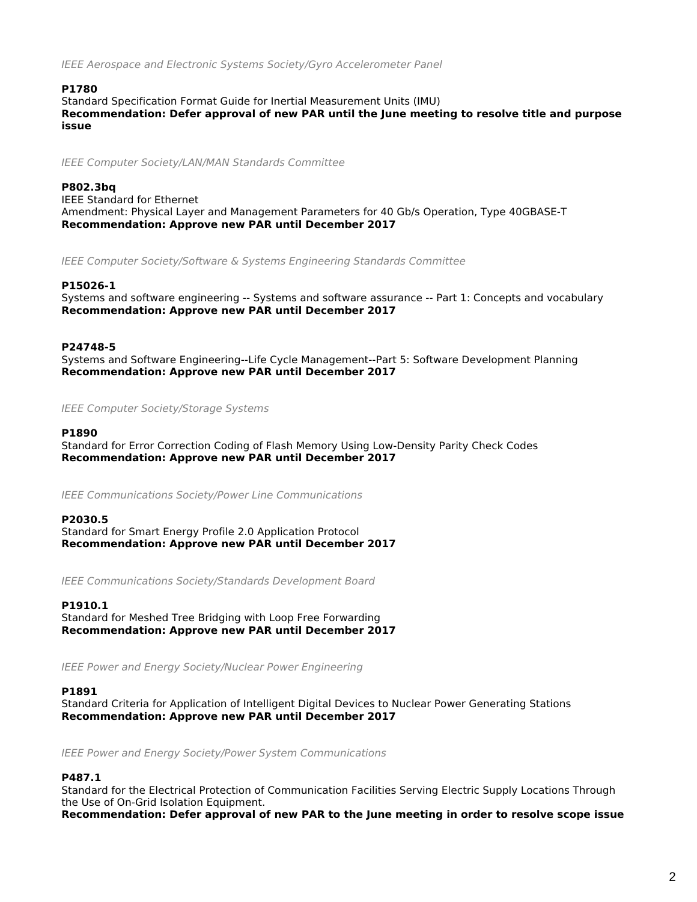*IEEE Aerospace and Electronic Systems Society/Gyro Accelerometer Panel*

**P1780**
Standard Specification Format Guide for Inertial Measurement Units (IMU)
**Recommendation: Defer approval of new PAR until the June meeting to resolve title and purpose issue**

*IEEE Computer Society/LAN/MAN Standards Committee*

**P802.3bq**
IEEE Standard for Ethernet
Amendment: Physical Layer and Management Parameters for 40 Gb/s Operation, Type 40GBASE-T
**Recommendation: Approve new PAR until December 2017**

*IEEE Computer Society/Software & Systems Engineering Standards Committee*

**P15026-1**
Systems and software engineering -- Systems and software assurance -- Part 1: Concepts and vocabulary
**Recommendation: Approve new PAR until December 2017**

**P24748-5**
Systems and Software Engineering--Life Cycle Management--Part 5: Software Development Planning
**Recommendation: Approve new PAR until December 2017**

*IEEE Computer Society/Storage Systems*

**P1890**
Standard for Error Correction Coding of Flash Memory Using Low-Density Parity Check Codes
**Recommendation: Approve new PAR until December 2017**

*IEEE Communications Society/Power Line Communications*

**P2030.5**
Standard for Smart Energy Profile 2.0 Application Protocol
**Recommendation: Approve new PAR until December 2017**

*IEEE Communications Society/Standards Development Board*

**P1910.1**
Standard for Meshed Tree Bridging with Loop Free Forwarding
**Recommendation: Approve new PAR until December 2017**

*IEEE Power and Energy Society/Nuclear Power Engineering*

**P1891**
Standard Criteria for Application of Intelligent Digital Devices to Nuclear Power Generating Stations
**Recommendation: Approve new PAR until December 2017**

*IEEE Power and Energy Society/Power System Communications*

**P487.1**
Standard for the Electrical Protection of Communication Facilities Serving Electric Supply Locations Through the Use of On-Grid Isolation Equipment.
**Recommendation: Defer approval of new PAR to the June meeting in order to resolve scope issue**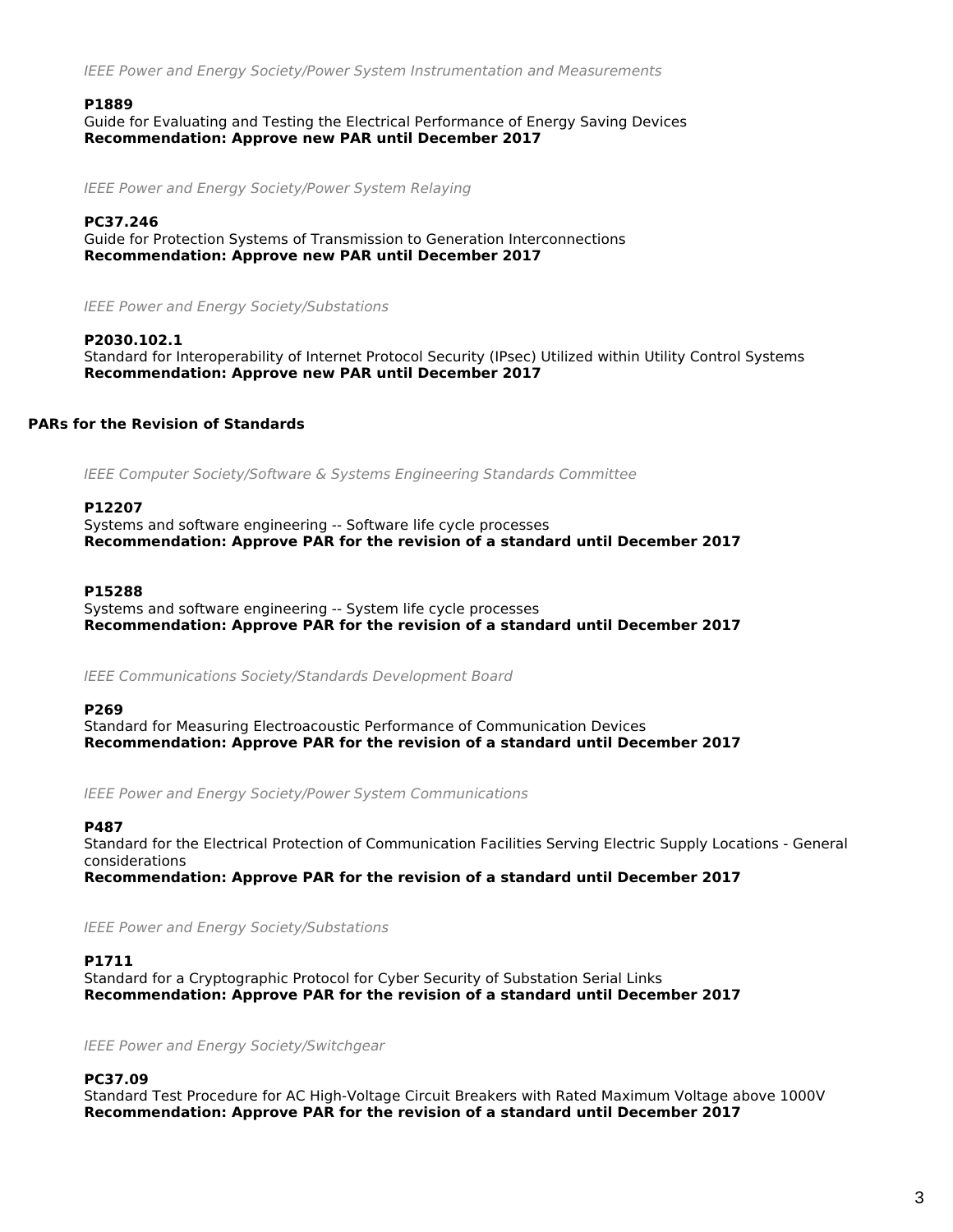*IEEE Power and Energy Society/Power System Instrumentation and Measurements*

**P1889**
Guide for Evaluating and Testing the Electrical Performance of Energy Saving Devices
**Recommendation: Approve new PAR until December 2017**

*IEEE Power and Energy Society/Power System Relaying*

**PC37.246**
Guide for Protection Systems of Transmission to Generation Interconnections
**Recommendation: Approve new PAR until December 2017**

*IEEE Power and Energy Society/Substations*

**P2030.102.1**
Standard for Interoperability of Internet Protocol Security (IPsec) Utilized within Utility Control Systems
**Recommendation: Approve new PAR until December 2017**

**PARs for the Revision of Standards**

*IEEE Computer Society/Software & Systems Engineering Standards Committee*

**P12207**
Systems and software engineering -- Software life cycle processes
**Recommendation: Approve PAR for the revision of a standard until December 2017**

**P15288**
Systems and software engineering -- System life cycle processes
**Recommendation: Approve PAR for the revision of a standard until December 2017**

*IEEE Communications Society/Standards Development Board*

**P269**
Standard for Measuring Electroacoustic Performance of Communication Devices
**Recommendation: Approve PAR for the revision of a standard until December 2017**

*IEEE Power and Energy Society/Power System Communications*

**P487**
Standard for the Electrical Protection of Communication Facilities Serving Electric Supply Locations - General considerations
**Recommendation: Approve PAR for the revision of a standard until December 2017**

*IEEE Power and Energy Society/Substations*

**P1711**
Standard for a Cryptographic Protocol for Cyber Security of Substation Serial Links
**Recommendation: Approve PAR for the revision of a standard until December 2017**

*IEEE Power and Energy Society/Switchgear*

**PC37.09**
Standard Test Procedure for AC High-Voltage Circuit Breakers with Rated Maximum Voltage above 1000V
**Recommendation: Approve PAR for the revision of a standard until December 2017**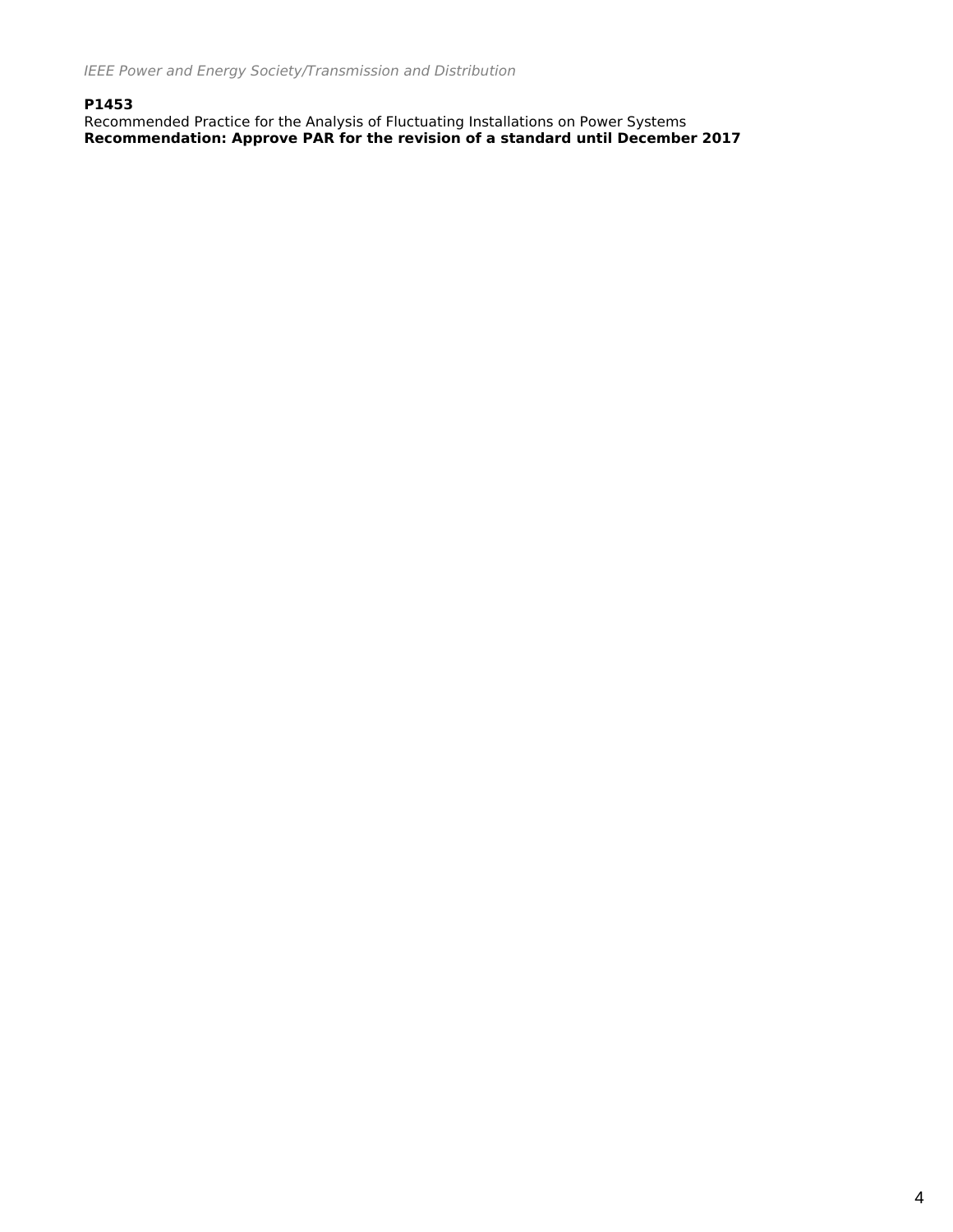*IEEE Power and Energy Society/Transmission and Distribution*

**P1453**
Recommended Practice for the Analysis of Fluctuating Installations on Power Systems
**Recommendation: Approve PAR for the revision of a standard until December 2017**